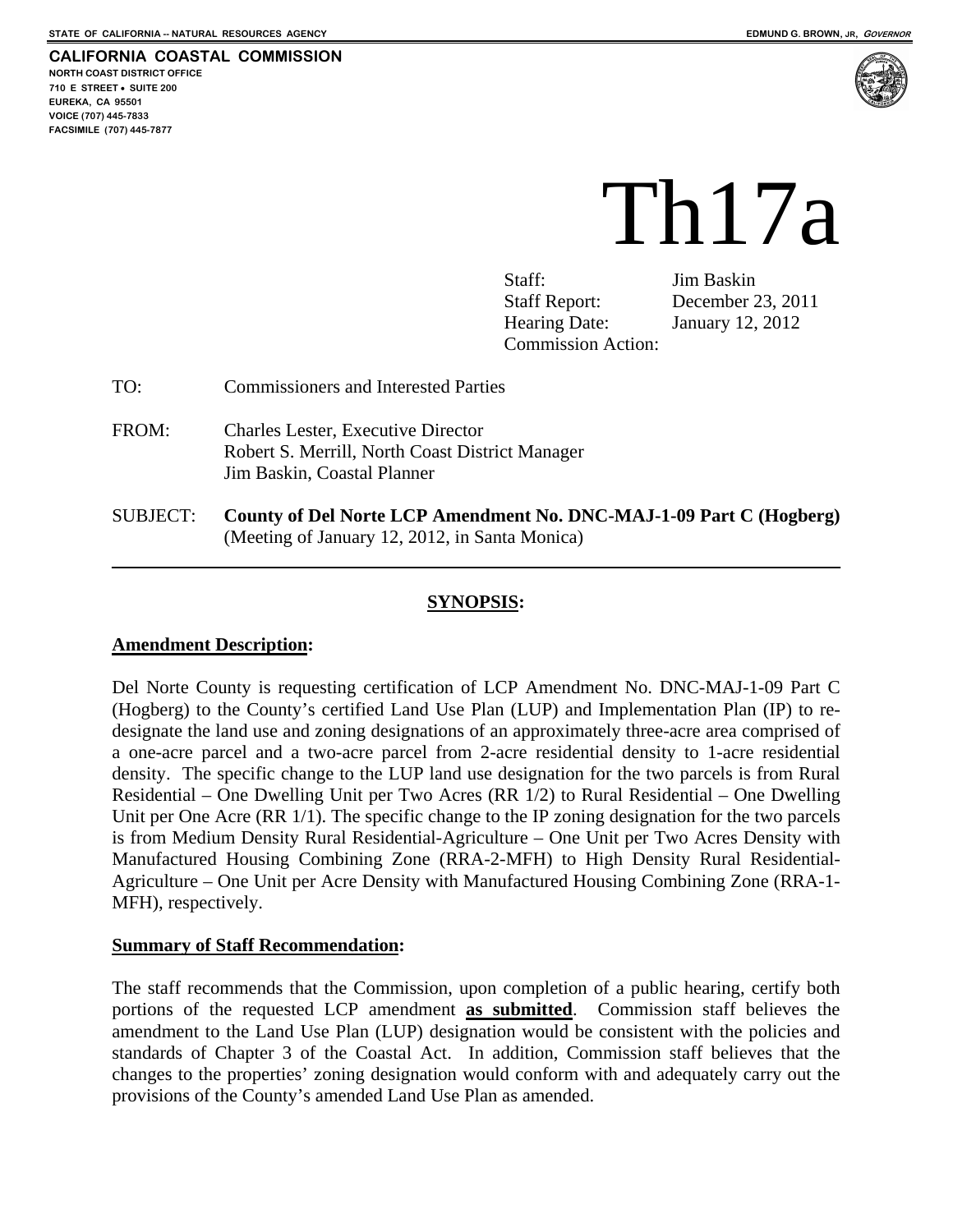STATE OF CALIFORNIA -- NATURAL RESOURCES AGENCY EDMUND G. BROWN, JR, *GOVERNOR*

**CALIFORNIA COASTAL COMMISSION**
NORTH COAST DISTRICT OFFICE
710 E STREET • SUITE 200
EUREKA, CA 95501
VOICE (707) 445-7833
FACSIMILE (707) 445-7877

# Th17a

| | |
|---|---|
| Staff: | Jim Baskin |
| Staff Report: | December 23, 2011 |
| Hearing Date: | January 12, 2012 |
| Commission Action: | |

TO: Commissioners and Interested Parties

FROM: Charles Lester, Executive Director
Robert S. Merrill, North Coast District Manager
Jim Baskin, Coastal Planner

SUBJECT: **County of Del Norte LCP Amendment No. DNC-MAJ-1-09 Part C (Hogberg)** (Meeting of January 12, 2012, in Santa Monica)

---

## SYNOPSIS:

### Amendment Description:

Del Norte County is requesting certification of LCP Amendment No. DNC-MAJ-1-09 Part C (Hogberg) to the County's certified Land Use Plan (LUP) and Implementation Plan (IP) to re-designate the land use and zoning designations of an approximately three-acre area comprised of a one-acre parcel and a two-acre parcel from 2-acre residential density to 1-acre residential density. The specific change to the LUP land use designation for the two parcels is from Rural Residential – One Dwelling Unit per Two Acres (RR 1/2) to Rural Residential – One Dwelling Unit per One Acre (RR 1/1). The specific change to the IP zoning designation for the two parcels is from Medium Density Rural Residential-Agriculture – One Unit per Two Acres Density with Manufactured Housing Combining Zone (RRA-2-MFH) to High Density Rural Residential-Agriculture – One Unit per Acre Density with Manufactured Housing Combining Zone (RRA-1-MFH), respectively.

### Summary of Staff Recommendation:

The staff recommends that the Commission, upon completion of a public hearing, certify both portions of the requested LCP amendment **as submitted**. Commission staff believes the amendment to the Land Use Plan (LUP) designation would be consistent with the policies and standards of Chapter 3 of the Coastal Act. In addition, Commission staff believes that the changes to the properties' zoning designation would conform with and adequately carry out the provisions of the County's amended Land Use Plan as amended.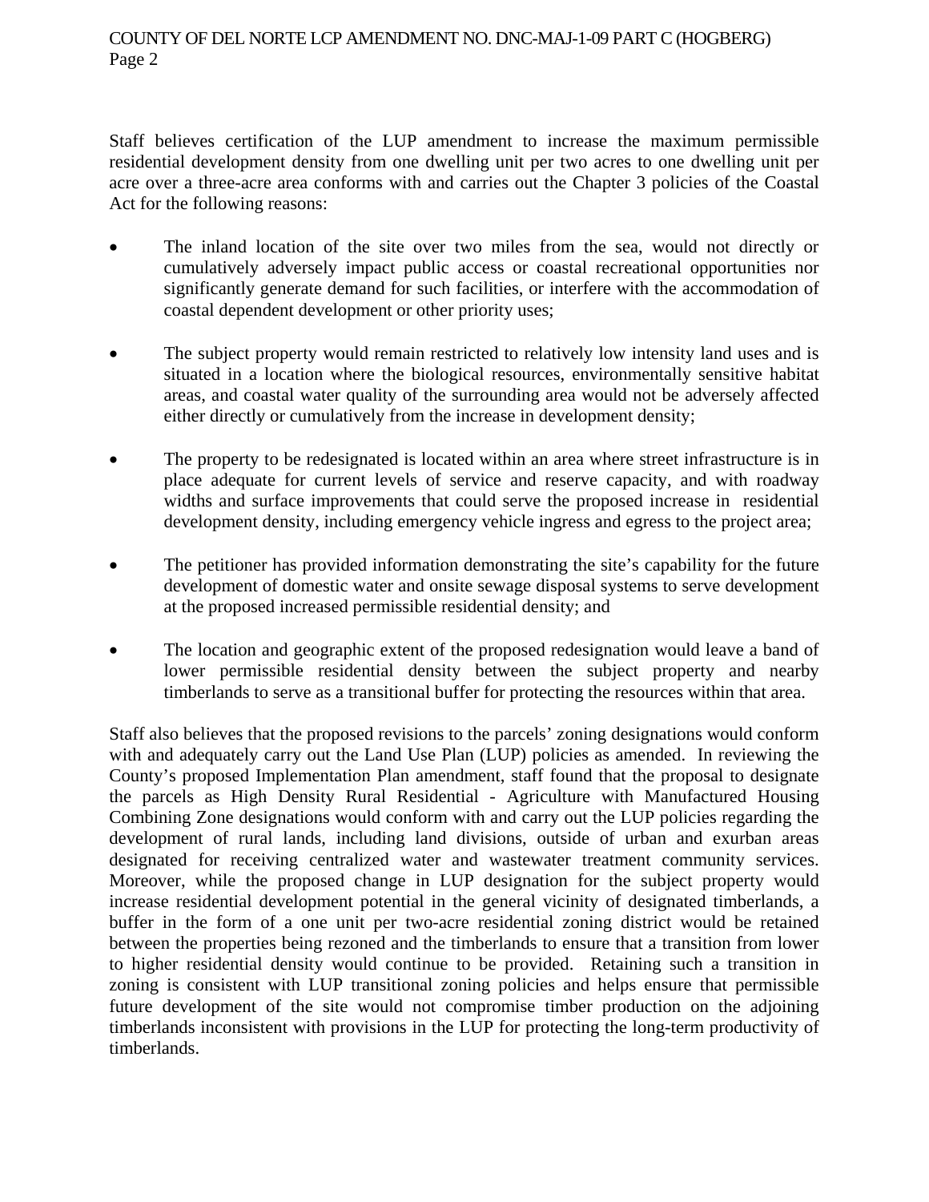Staff believes certification of the LUP amendment to increase the maximum permissible residential development density from one dwelling unit per two acres to one dwelling unit per acre over a three-acre area conforms with and carries out the Chapter 3 policies of the Coastal Act for the following reasons:

- The inland location of the site over two miles from the sea, would not directly or cumulatively adversely impact public access or coastal recreational opportunities nor significantly generate demand for such facilities, or interfere with the accommodation of coastal dependent development or other priority uses;

- The subject property would remain restricted to relatively low intensity land uses and is situated in a location where the biological resources, environmentally sensitive habitat areas, and coastal water quality of the surrounding area would not be adversely affected either directly or cumulatively from the increase in development density;

- The property to be redesignated is located within an area where street infrastructure is in place adequate for current levels of service and reserve capacity, and with roadway widths and surface improvements that could serve the proposed increase in residential development density, including emergency vehicle ingress and egress to the project area;

- The petitioner has provided information demonstrating the site's capability for the future development of domestic water and onsite sewage disposal systems to serve development at the proposed increased permissible residential density; and

- The location and geographic extent of the proposed redesignation would leave a band of lower permissible residential density between the subject property and nearby timberlands to serve as a transitional buffer for protecting the resources within that area.

Staff also believes that the proposed revisions to the parcels' zoning designations would conform with and adequately carry out the Land Use Plan (LUP) policies as amended. In reviewing the County's proposed Implementation Plan amendment, staff found that the proposal to designate the parcels as High Density Rural Residential - Agriculture with Manufactured Housing Combining Zone designations would conform with and carry out the LUP policies regarding the development of rural lands, including land divisions, outside of urban and exurban areas designated for receiving centralized water and wastewater treatment community services. Moreover, while the proposed change in LUP designation for the subject property would increase residential development potential in the general vicinity of designated timberlands, a buffer in the form of a one unit per two-acre residential zoning district would be retained between the properties being rezoned and the timberlands to ensure that a transition from lower to higher residential density would continue to be provided. Retaining such a transition in zoning is consistent with LUP transitional zoning policies and helps ensure that permissible future development of the site would not compromise timber production on the adjoining timberlands inconsistent with provisions in the LUP for protecting the long-term productivity of timberlands.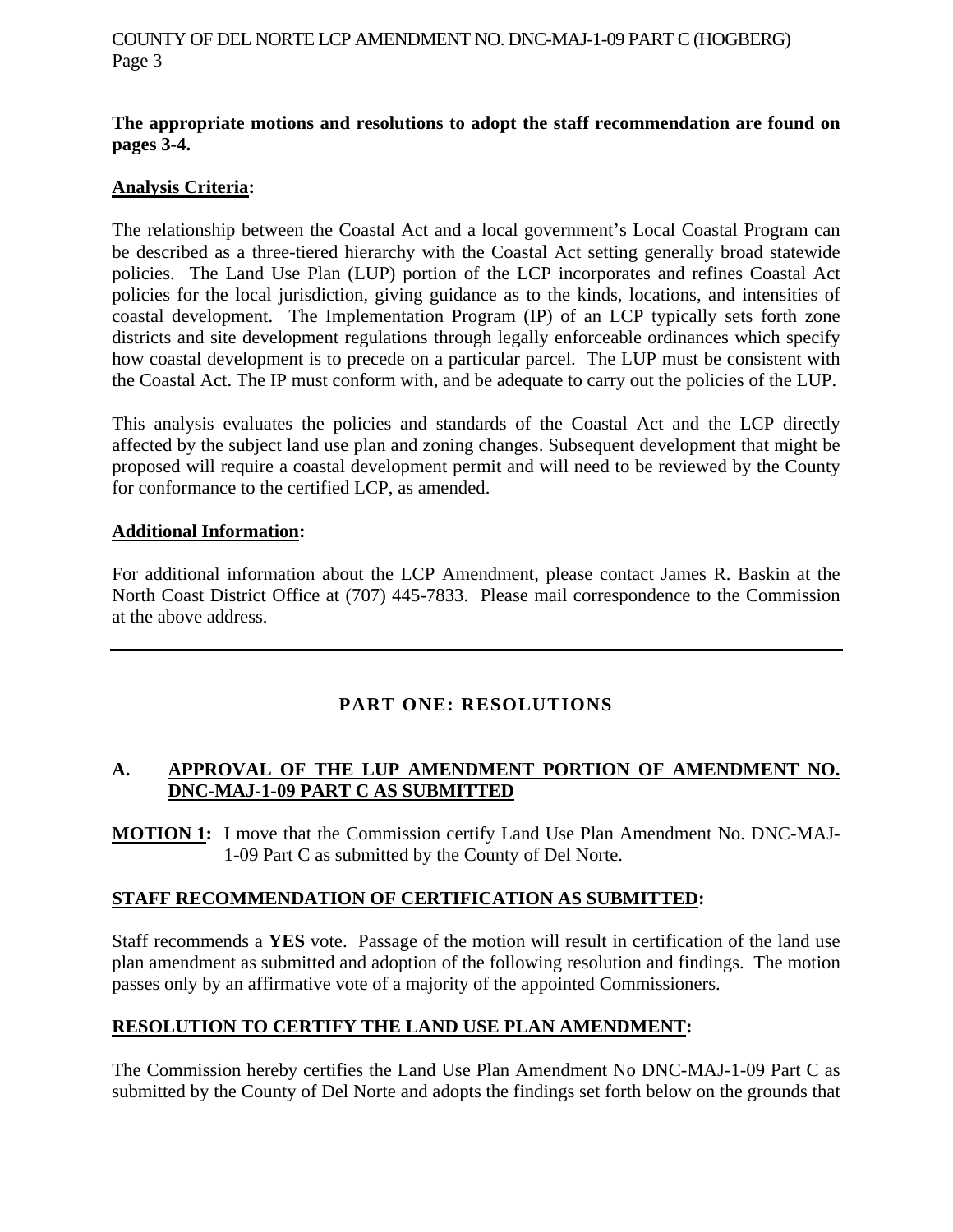**The appropriate motions and resolutions to adopt the staff recommendation are found on pages 3-4.**

**Analysis Criteria:**

The relationship between the Coastal Act and a local government's Local Coastal Program can be described as a three-tiered hierarchy with the Coastal Act setting generally broad statewide policies. The Land Use Plan (LUP) portion of the LCP incorporates and refines Coastal Act policies for the local jurisdiction, giving guidance as to the kinds, locations, and intensities of coastal development. The Implementation Program (IP) of an LCP typically sets forth zone districts and site development regulations through legally enforceable ordinances which specify how coastal development is to precede on a particular parcel. The LUP must be consistent with the Coastal Act. The IP must conform with, and be adequate to carry out the policies of the LUP.

This analysis evaluates the policies and standards of the Coastal Act and the LCP directly affected by the subject land use plan and zoning changes. Subsequent development that might be proposed will require a coastal development permit and will need to be reviewed by the County for conformance to the certified LCP, as amended.

**Additional Information:**

For additional information about the LCP Amendment, please contact James R. Baskin at the North Coast District Office at (707) 445-7833. Please mail correspondence to the Commission at the above address.

---

## PART ONE: RESOLUTIONS

### A. APPROVAL OF THE LUP AMENDMENT PORTION OF AMENDMENT NO. DNC-MAJ-1-09 PART C AS SUBMITTED

**MOTION 1:** I move that the Commission certify Land Use Plan Amendment No. DNC-MAJ-1-09 Part C as submitted by the County of Del Norte.

**STAFF RECOMMENDATION OF CERTIFICATION AS SUBMITTED:**

Staff recommends a **YES** vote. Passage of the motion will result in certification of the land use plan amendment as submitted and adoption of the following resolution and findings. The motion passes only by an affirmative vote of a majority of the appointed Commissioners.

**RESOLUTION TO CERTIFY THE LAND USE PLAN AMENDMENT:**

The Commission hereby certifies the Land Use Plan Amendment No DNC-MAJ-1-09 Part C as submitted by the County of Del Norte and adopts the findings set forth below on the grounds that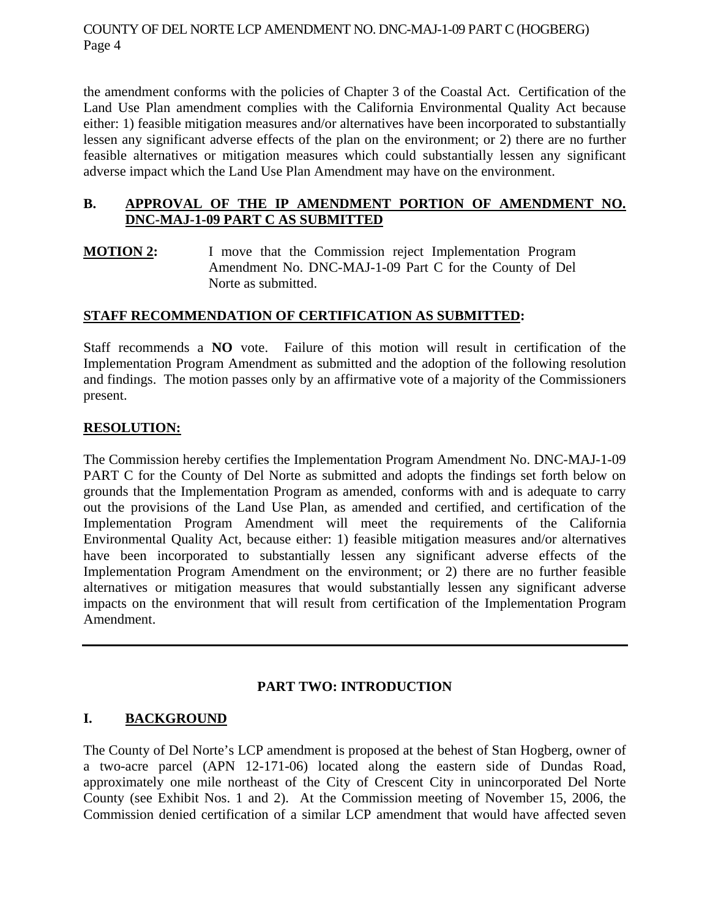the amendment conforms with the policies of Chapter 3 of the Coastal Act. Certification of the Land Use Plan amendment complies with the California Environmental Quality Act because either: 1) feasible mitigation measures and/or alternatives have been incorporated to substantially lessen any significant adverse effects of the plan on the environment; or 2) there are no further feasible alternatives or mitigation measures which could substantially lessen any significant adverse impact which the Land Use Plan Amendment may have on the environment.

### B. APPROVAL OF THE IP AMENDMENT PORTION OF AMENDMENT NO. DNC-MAJ-1-09 PART C AS SUBMITTED

**MOTION 2:** I move that the Commission reject Implementation Program Amendment No. DNC-MAJ-1-09 Part C for the County of Del Norte as submitted.

**STAFF RECOMMENDATION OF CERTIFICATION AS SUBMITTED:**

Staff recommends a **NO** vote. Failure of this motion will result in certification of the Implementation Program Amendment as submitted and the adoption of the following resolution and findings. The motion passes only by an affirmative vote of a majority of the Commissioners present.

**RESOLUTION:**

The Commission hereby certifies the Implementation Program Amendment No. DNC-MAJ-1-09 PART C for the County of Del Norte as submitted and adopts the findings set forth below on grounds that the Implementation Program as amended, conforms with and is adequate to carry out the provisions of the Land Use Plan, as amended and certified, and certification of the Implementation Program Amendment will meet the requirements of the California Environmental Quality Act, because either: 1) feasible mitigation measures and/or alternatives have been incorporated to substantially lessen any significant adverse effects of the Implementation Program Amendment on the environment; or 2) there are no further feasible alternatives or mitigation measures that would substantially lessen any significant adverse impacts on the environment that will result from certification of the Implementation Program Amendment.

---

## PART TWO: INTRODUCTION

### I. BACKGROUND

The County of Del Norte's LCP amendment is proposed at the behest of Stan Hogberg, owner of a two-acre parcel (APN 12-171-06) located along the eastern side of Dundas Road, approximately one mile northeast of the City of Crescent City in unincorporated Del Norte County (see Exhibit Nos. 1 and 2). At the Commission meeting of November 15, 2006, the Commission denied certification of a similar LCP amendment that would have affected seven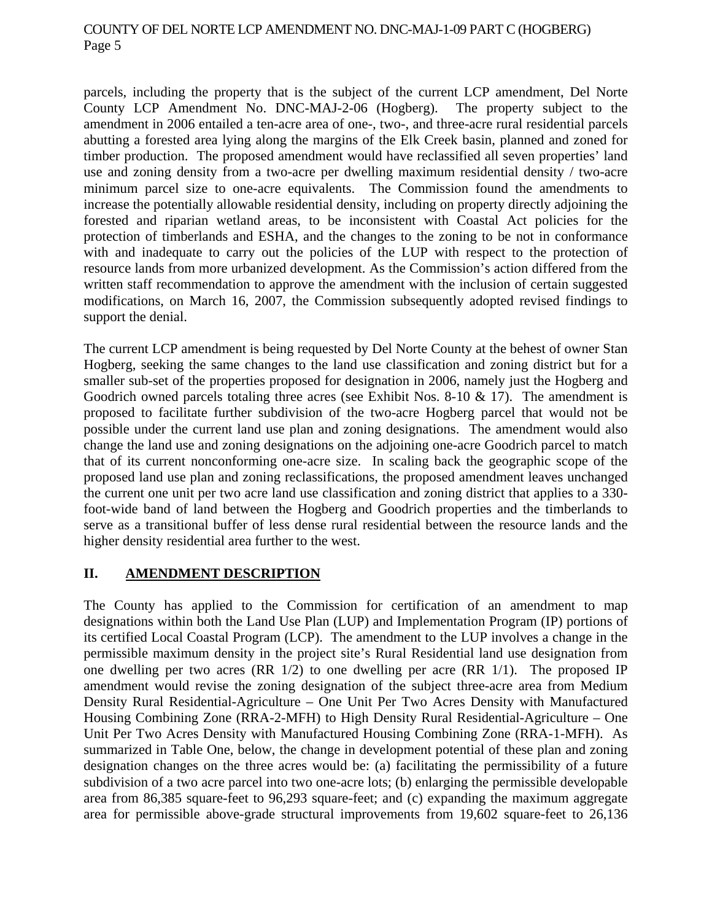parcels, including the property that is the subject of the current LCP amendment, Del Norte County LCP Amendment No. DNC-MAJ-2-06 (Hogberg). The property subject to the amendment in 2006 entailed a ten-acre area of one-, two-, and three-acre rural residential parcels abutting a forested area lying along the margins of the Elk Creek basin, planned and zoned for timber production. The proposed amendment would have reclassified all seven properties' land use and zoning density from a two-acre per dwelling maximum residential density / two-acre minimum parcel size to one-acre equivalents. The Commission found the amendments to increase the potentially allowable residential density, including on property directly adjoining the forested and riparian wetland areas, to be inconsistent with Coastal Act policies for the protection of timberlands and ESHA, and the changes to the zoning to be not in conformance with and inadequate to carry out the policies of the LUP with respect to the protection of resource lands from more urbanized development. As the Commission's action differed from the written staff recommendation to approve the amendment with the inclusion of certain suggested modifications, on March 16, 2007, the Commission subsequently adopted revised findings to support the denial.

The current LCP amendment is being requested by Del Norte County at the behest of owner Stan Hogberg, seeking the same changes to the land use classification and zoning district but for a smaller sub-set of the properties proposed for designation in 2006, namely just the Hogberg and Goodrich owned parcels totaling three acres (see Exhibit Nos. 8-10 & 17). The amendment is proposed to facilitate further subdivision of the two-acre Hogberg parcel that would not be possible under the current land use plan and zoning designations. The amendment would also change the land use and zoning designations on the adjoining one-acre Goodrich parcel to match that of its current nonconforming one-acre size. In scaling back the geographic scope of the proposed land use plan and zoning reclassifications, the proposed amendment leaves unchanged the current one unit per two acre land use classification and zoning district that applies to a 330-foot-wide band of land between the Hogberg and Goodrich properties and the timberlands to serve as a transitional buffer of less dense rural residential between the resource lands and the higher density residential area further to the west.

## II. AMENDMENT DESCRIPTION

The County has applied to the Commission for certification of an amendment to map designations within both the Land Use Plan (LUP) and Implementation Program (IP) portions of its certified Local Coastal Program (LCP). The amendment to the LUP involves a change in the permissible maximum density in the project site's Rural Residential land use designation from one dwelling per two acres (RR 1/2) to one dwelling per acre (RR 1/1). The proposed IP amendment would revise the zoning designation of the subject three-acre area from Medium Density Rural Residential-Agriculture – One Unit Per Two Acres Density with Manufactured Housing Combining Zone (RRA-2-MFH) to High Density Rural Residential-Agriculture – One Unit Per Two Acres Density with Manufactured Housing Combining Zone (RRA-1-MFH). As summarized in Table One, below, the change in development potential of these plan and zoning designation changes on the three acres would be: (a) facilitating the permissibility of a future subdivision of a two acre parcel into two one-acre lots; (b) enlarging the permissible developable area from 86,385 square-feet to 96,293 square-feet; and (c) expanding the maximum aggregate area for permissible above-grade structural improvements from 19,602 square-feet to 26,136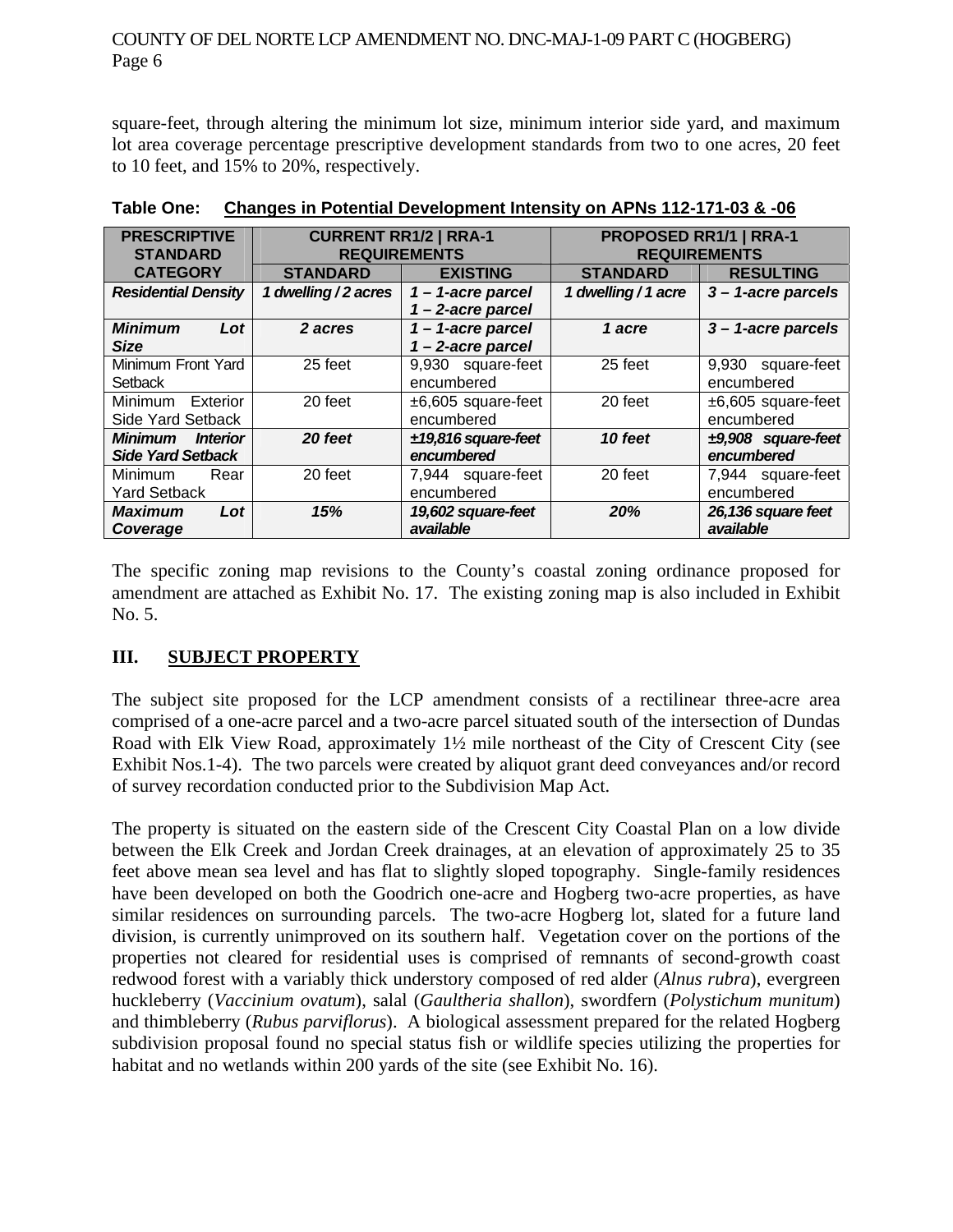square-feet, through altering the minimum lot size, minimum interior side yard, and maximum lot area coverage percentage prescriptive development standards from two to one acres, 20 feet to 10 feet, and 15% to 20%, respectively.

**Table One: Changes in Potential Development Intensity on APNs 112-171-03 & -06**

| PRESCRIPTIVE STANDARD CATEGORY | CURRENT RR1/2 \| RRA-1 REQUIREMENTS | | PROPOSED RR1/1 \| RRA-1 REQUIREMENTS | |
|---|---|---|---|---|
| | STANDARD | EXISTING | STANDARD | RESULTING |
| ***Residential Density*** | ***1 dwelling / 2 acres*** | ***1 – 1-acre parcel 1 – 2-acre parcel*** | ***1 dwelling / 1 acre*** | ***3 – 1-acre parcels*** |
| ***Minimum Lot Size*** | ***2 acres*** | ***1 – 1-acre parcel 1 – 2-acre parcel*** | ***1 acre*** | ***3 – 1-acre parcels*** |
| Minimum Front Yard Setback | 25 feet | 9,930 square-feet encumbered | 25 feet | 9,930 square-feet encumbered |
| Minimum Exterior Side Yard Setback | 20 feet | ±6,605 square-feet encumbered | 20 feet | ±6,605 square-feet encumbered |
| ***Minimum Interior Side Yard Setback*** | ***20 feet*** | ***±19,816 square-feet encumbered*** | ***10 feet*** | ***±9,908 square-feet encumbered*** |
| Minimum Rear Yard Setback | 20 feet | 7,944 square-feet encumbered | 20 feet | 7,944 square-feet encumbered |
| ***Maximum Lot Coverage*** | ***15%*** | ***19,602 square-feet available*** | ***20%*** | ***26,136 square feet available*** |

The specific zoning map revisions to the County's coastal zoning ordinance proposed for amendment are attached as Exhibit No. 17. The existing zoning map is also included in Exhibit No. 5.

## III. SUBJECT PROPERTY

The subject site proposed for the LCP amendment consists of a rectilinear three-acre area comprised of a one-acre parcel and a two-acre parcel situated south of the intersection of Dundas Road with Elk View Road, approximately 1½ mile northeast of the City of Crescent City (see Exhibit Nos.1-4). The two parcels were created by aliquot grant deed conveyances and/or record of survey recordation conducted prior to the Subdivision Map Act.

The property is situated on the eastern side of the Crescent City Coastal Plan on a low divide between the Elk Creek and Jordan Creek drainages, at an elevation of approximately 25 to 35 feet above mean sea level and has flat to slightly sloped topography. Single-family residences have been developed on both the Goodrich one-acre and Hogberg two-acre properties, as have similar residences on surrounding parcels. The two-acre Hogberg lot, slated for a future land division, is currently unimproved on its southern half. Vegetation cover on the portions of the properties not cleared for residential uses is comprised of remnants of second-growth coast redwood forest with a variably thick understory composed of red alder (*Alnus rubra*), evergreen huckleberry (*Vaccinium ovatum*), salal (*Gaultheria shallon*), swordfern (*Polystichum munitum*) and thimbleberry (*Rubus parviflorus*). A biological assessment prepared for the related Hogberg subdivision proposal found no special status fish or wildlife species utilizing the properties for habitat and no wetlands within 200 yards of the site (see Exhibit No. 16).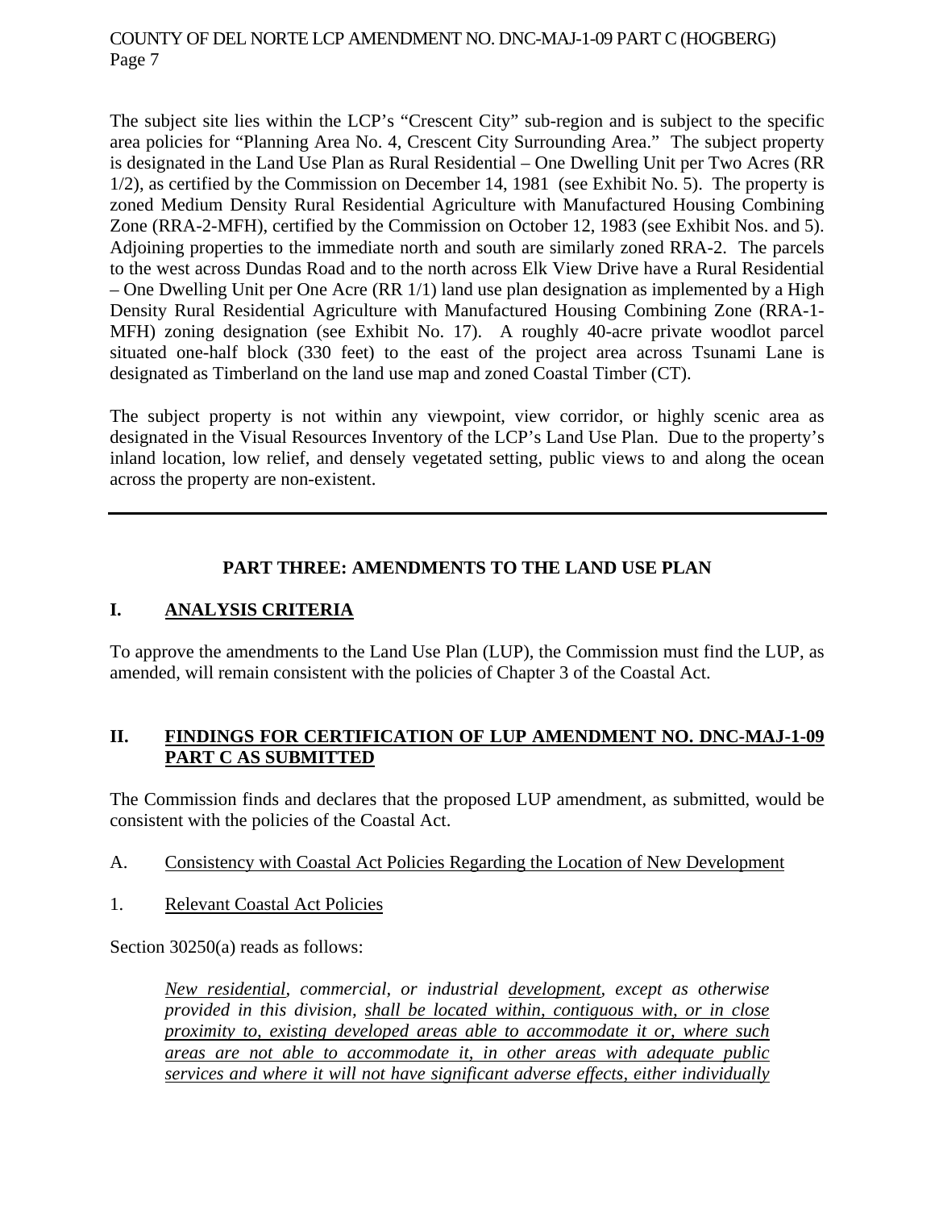The subject site lies within the LCP's "Crescent City" sub-region and is subject to the specific area policies for "Planning Area No. 4, Crescent City Surrounding Area." The subject property is designated in the Land Use Plan as Rural Residential – One Dwelling Unit per Two Acres (RR 1/2), as certified by the Commission on December 14, 1981 (see Exhibit No. 5). The property is zoned Medium Density Rural Residential Agriculture with Manufactured Housing Combining Zone (RRA-2-MFH), certified by the Commission on October 12, 1983 (see Exhibit Nos. and 5). Adjoining properties to the immediate north and south are similarly zoned RRA-2. The parcels to the west across Dundas Road and to the north across Elk View Drive have a Rural Residential – One Dwelling Unit per One Acre (RR 1/1) land use plan designation as implemented by a High Density Rural Residential Agriculture with Manufactured Housing Combining Zone (RRA-1-MFH) zoning designation (see Exhibit No. 17). A roughly 40-acre private woodlot parcel situated one-half block (330 feet) to the east of the project area across Tsunami Lane is designated as Timberland on the land use map and zoned Coastal Timber (CT).

The subject property is not within any viewpoint, view corridor, or highly scenic area as designated in the Visual Resources Inventory of the LCP's Land Use Plan. Due to the property's inland location, low relief, and densely vegetated setting, public views to and along the ocean across the property are non-existent.

---

## PART THREE: AMENDMENTS TO THE LAND USE PLAN

### I. ANALYSIS CRITERIA

To approve the amendments to the Land Use Plan (LUP), the Commission must find the LUP, as amended, will remain consistent with the policies of Chapter 3 of the Coastal Act.

### II. FINDINGS FOR CERTIFICATION OF LUP AMENDMENT NO. DNC-MAJ-1-09 PART C AS SUBMITTED

The Commission finds and declares that the proposed LUP amendment, as submitted, would be consistent with the policies of the Coastal Act.

A. Consistency with Coastal Act Policies Regarding the Location of New Development

1. Relevant Coastal Act Policies

Section 30250(a) reads as follows:

> *New residential, commercial, or industrial development, except as otherwise provided in this division, shall be located within, contiguous with, or in close proximity to, existing developed areas able to accommodate it or, where such areas are not able to accommodate it, in other areas with adequate public services and where it will not have significant adverse effects, either individually*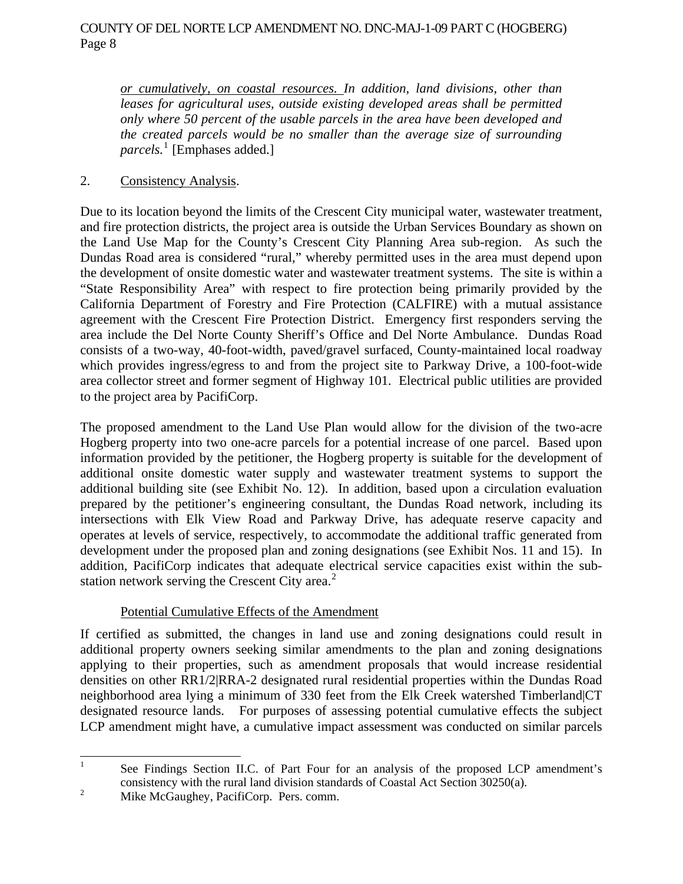> *<u>or cumulatively, on coastal resources.</u> In addition, land divisions, other than leases for agricultural uses, outside existing developed areas shall be permitted only where 50 percent of the usable parcels in the area have been developed and the created parcels would be no smaller than the average size of surrounding parcels.*[1] [Emphases added.]

2. <u>Consistency Analysis</u>.

Due to its location beyond the limits of the Crescent City municipal water, wastewater treatment, and fire protection districts, the project area is outside the Urban Services Boundary as shown on the Land Use Map for the County's Crescent City Planning Area sub-region. As such the Dundas Road area is considered "rural," whereby permitted uses in the area must depend upon the development of onsite domestic water and wastewater treatment systems. The site is within a "State Responsibility Area" with respect to fire protection being primarily provided by the California Department of Forestry and Fire Protection (CALFIRE) with a mutual assistance agreement with the Crescent Fire Protection District. Emergency first responders serving the area include the Del Norte County Sheriff's Office and Del Norte Ambulance. Dundas Road consists of a two-way, 40-foot-width, paved/gravel surfaced, County-maintained local roadway which provides ingress/egress to and from the project site to Parkway Drive, a 100-foot-wide area collector street and former segment of Highway 101. Electrical public utilities are provided to the project area by PacifiCorp.

The proposed amendment to the Land Use Plan would allow for the division of the two-acre Hogberg property into two one-acre parcels for a potential increase of one parcel. Based upon information provided by the petitioner, the Hogberg property is suitable for the development of additional onsite domestic water supply and wastewater treatment systems to support the additional building site (see Exhibit No. 12). In addition, based upon a circulation evaluation prepared by the petitioner's engineering consultant, the Dundas Road network, including its intersections with Elk View Road and Parkway Drive, has adequate reserve capacity and operates at levels of service, respectively, to accommodate the additional traffic generated from development under the proposed plan and zoning designations (see Exhibit Nos. 11 and 15). In addition, PacifiCorp indicates that adequate electrical service capacities exist within the sub-station network serving the Crescent City area.[2]

<u>Potential Cumulative Effects of the Amendment</u>

If certified as submitted, the changes in land use and zoning designations could result in additional property owners seeking similar amendments to the plan and zoning designations applying to their properties, such as amendment proposals that would increase residential densities on other RR1/2|RRA-2 designated rural residential properties within the Dundas Road neighborhood area lying a minimum of 330 feet from the Elk Creek watershed Timberland|CT designated resource lands. For purposes of assessing potential cumulative effects the subject LCP amendment might have, a cumulative impact assessment was conducted on similar parcels

---

[1] See Findings Section II.C. of Part Four for an analysis of the proposed LCP amendment's consistency with the rural land division standards of Coastal Act Section 30250(a).

[2] Mike McGaughey, PacifiCorp. Pers. comm.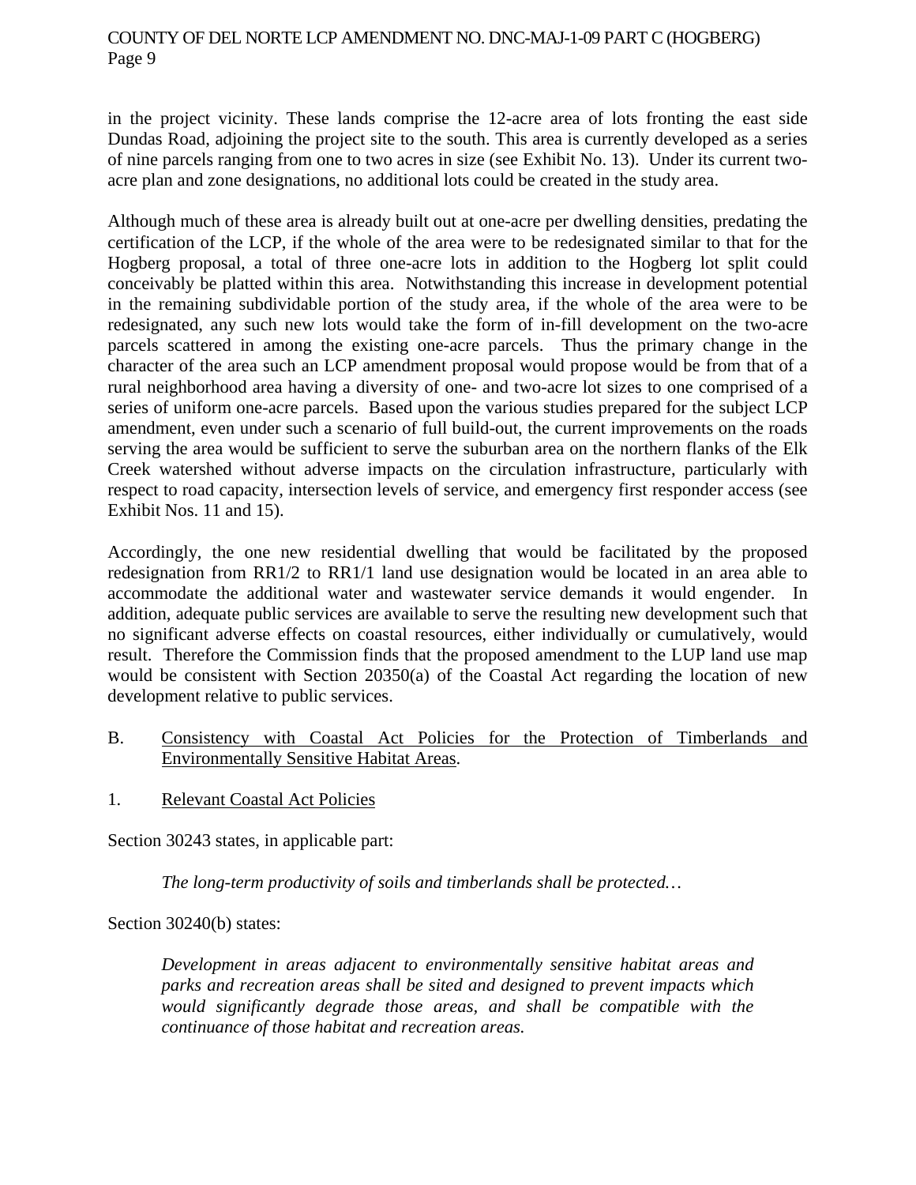in the project vicinity. These lands comprise the 12-acre area of lots fronting the east side Dundas Road, adjoining the project site to the south. This area is currently developed as a series of nine parcels ranging from one to two acres in size (see Exhibit No. 13). Under its current two-acre plan and zone designations, no additional lots could be created in the study area.

Although much of these area is already built out at one-acre per dwelling densities, predating the certification of the LCP, if the whole of the area were to be redesignated similar to that for the Hogberg proposal, a total of three one-acre lots in addition to the Hogberg lot split could conceivably be platted within this area. Notwithstanding this increase in development potential in the remaining subdividable portion of the study area, if the whole of the area were to be redesignated, any such new lots would take the form of in-fill development on the two-acre parcels scattered in among the existing one-acre parcels. Thus the primary change in the character of the area such an LCP amendment proposal would propose would be from that of a rural neighborhood area having a diversity of one- and two-acre lot sizes to one comprised of a series of uniform one-acre parcels. Based upon the various studies prepared for the subject LCP amendment, even under such a scenario of full build-out, the current improvements on the roads serving the area would be sufficient to serve the suburban area on the northern flanks of the Elk Creek watershed without adverse impacts on the circulation infrastructure, particularly with respect to road capacity, intersection levels of service, and emergency first responder access (see Exhibit Nos. 11 and 15).

Accordingly, the one new residential dwelling that would be facilitated by the proposed redesignation from RR1/2 to RR1/1 land use designation would be located in an area able to accommodate the additional water and wastewater service demands it would engender. In addition, adequate public services are available to serve the resulting new development such that no significant adverse effects on coastal resources, either individually or cumulatively, would result. Therefore the Commission finds that the proposed amendment to the LUP land use map would be consistent with Section 20350(a) of the Coastal Act regarding the location of new development relative to public services.

B. Consistency with Coastal Act Policies for the Protection of Timberlands and Environmentally Sensitive Habitat Areas.

1. Relevant Coastal Act Policies

Section 30243 states, in applicable part:

> *The long-term productivity of soils and timberlands shall be protected…*

Section 30240(b) states:

> *Development in areas adjacent to environmentally sensitive habitat areas and parks and recreation areas shall be sited and designed to prevent impacts which would significantly degrade those areas, and shall be compatible with the continuance of those habitat and recreation areas.*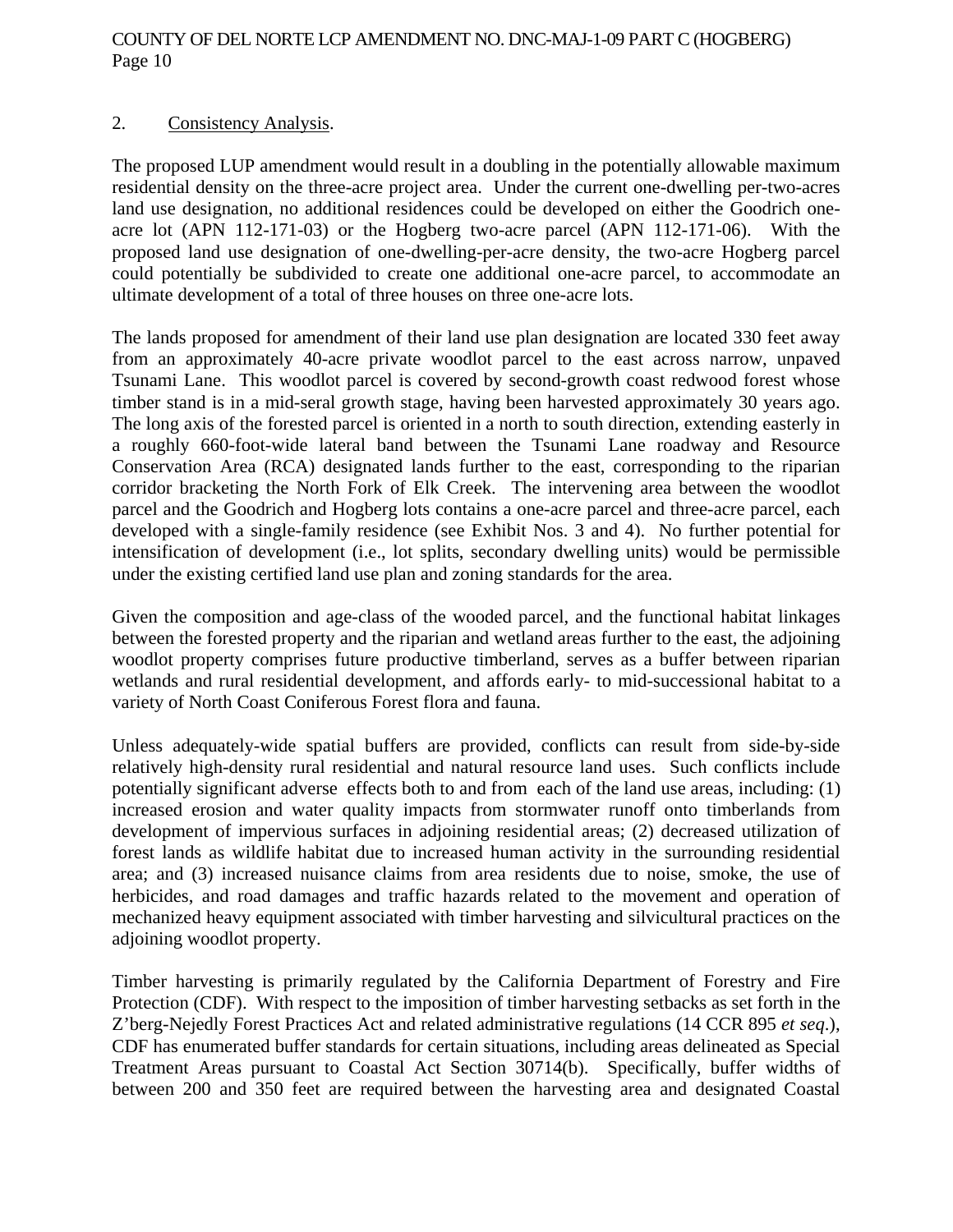2. Consistency Analysis.

The proposed LUP amendment would result in a doubling in the potentially allowable maximum residential density on the three-acre project area. Under the current one-dwelling per-two-acres land use designation, no additional residences could be developed on either the Goodrich one-acre lot (APN 112-171-03) or the Hogberg two-acre parcel (APN 112-171-06). With the proposed land use designation of one-dwelling-per-acre density, the two-acre Hogberg parcel could potentially be subdivided to create one additional one-acre parcel, to accommodate an ultimate development of a total of three houses on three one-acre lots.

The lands proposed for amendment of their land use plan designation are located 330 feet away from an approximately 40-acre private woodlot parcel to the east across narrow, unpaved Tsunami Lane. This woodlot parcel is covered by second-growth coast redwood forest whose timber stand is in a mid-seral growth stage, having been harvested approximately 30 years ago. The long axis of the forested parcel is oriented in a north to south direction, extending easterly in a roughly 660-foot-wide lateral band between the Tsunami Lane roadway and Resource Conservation Area (RCA) designated lands further to the east, corresponding to the riparian corridor bracketing the North Fork of Elk Creek. The intervening area between the woodlot parcel and the Goodrich and Hogberg lots contains a one-acre parcel and three-acre parcel, each developed with a single-family residence (see Exhibit Nos. 3 and 4). No further potential for intensification of development (i.e., lot splits, secondary dwelling units) would be permissible under the existing certified land use plan and zoning standards for the area.

Given the composition and age-class of the wooded parcel, and the functional habitat linkages between the forested property and the riparian and wetland areas further to the east, the adjoining woodlot property comprises future productive timberland, serves as a buffer between riparian wetlands and rural residential development, and affords early- to mid-successional habitat to a variety of North Coast Coniferous Forest flora and fauna.

Unless adequately-wide spatial buffers are provided, conflicts can result from side-by-side relatively high-density rural residential and natural resource land uses. Such conflicts include potentially significant adverse effects both to and from each of the land use areas, including: (1) increased erosion and water quality impacts from stormwater runoff onto timberlands from development of impervious surfaces in adjoining residential areas; (2) decreased utilization of forest lands as wildlife habitat due to increased human activity in the surrounding residential area; and (3) increased nuisance claims from area residents due to noise, smoke, the use of herbicides, and road damages and traffic hazards related to the movement and operation of mechanized heavy equipment associated with timber harvesting and silvicultural practices on the adjoining woodlot property.

Timber harvesting is primarily regulated by the California Department of Forestry and Fire Protection (CDF). With respect to the imposition of timber harvesting setbacks as set forth in the Z'berg-Nejedly Forest Practices Act and related administrative regulations (14 CCR 895 *et seq.*), CDF has enumerated buffer standards for certain situations, including areas delineated as Special Treatment Areas pursuant to Coastal Act Section 30714(b). Specifically, buffer widths of between 200 and 350 feet are required between the harvesting area and designated Coastal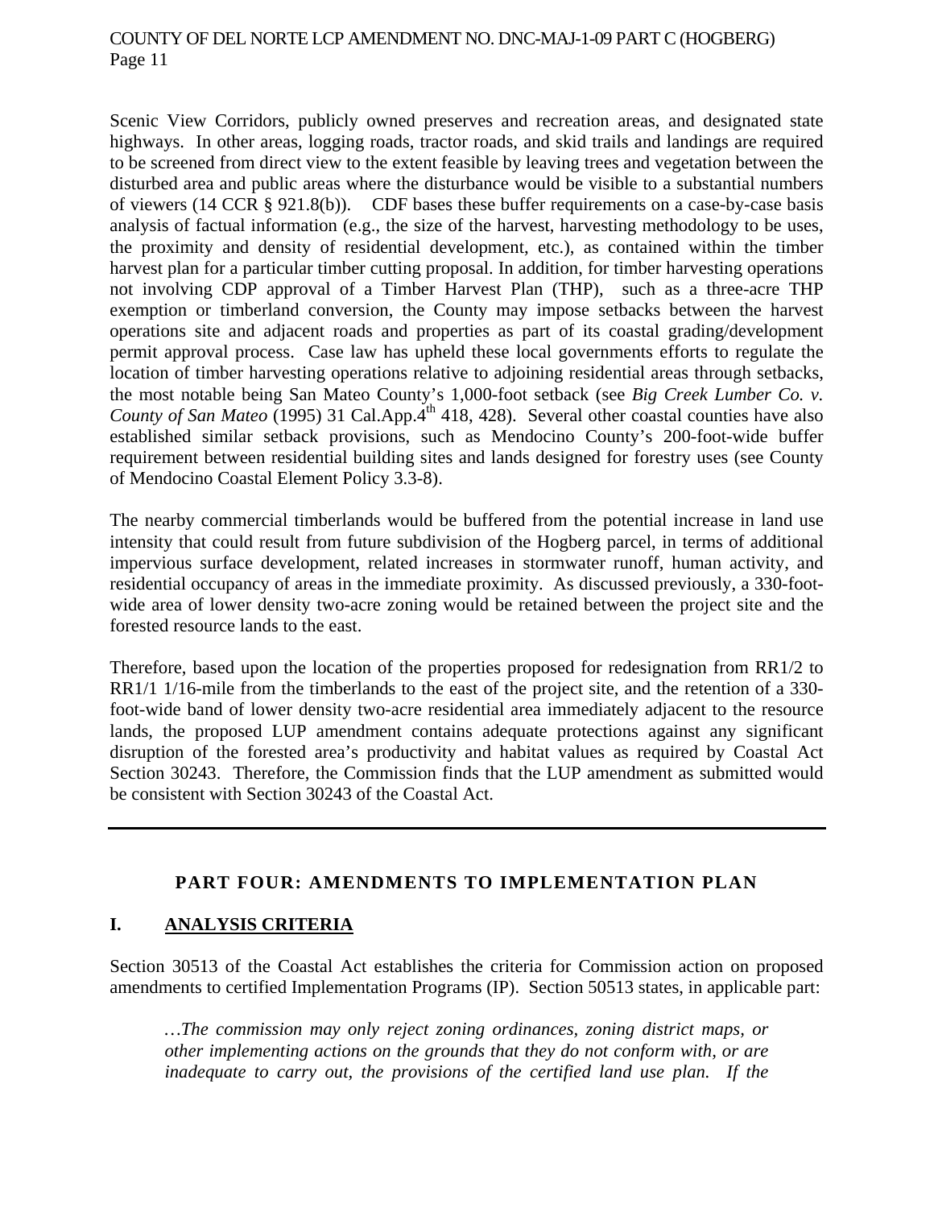Scenic View Corridors, publicly owned preserves and recreation areas, and designated state highways. In other areas, logging roads, tractor roads, and skid trails and landings are required to be screened from direct view to the extent feasible by leaving trees and vegetation between the disturbed area and public areas where the disturbance would be visible to a substantial numbers of viewers (14 CCR § 921.8(b)). CDF bases these buffer requirements on a case-by-case basis analysis of factual information (e.g., the size of the harvest, harvesting methodology to be uses, the proximity and density of residential development, etc.), as contained within the timber harvest plan for a particular timber cutting proposal. In addition, for timber harvesting operations not involving CDP approval of a Timber Harvest Plan (THP), such as a three-acre THP exemption or timberland conversion, the County may impose setbacks between the harvest operations site and adjacent roads and properties as part of its coastal grading/development permit approval process. Case law has upheld these local governments efforts to regulate the location of timber harvesting operations relative to adjoining residential areas through setbacks, the most notable being San Mateo County's 1,000-foot setback (see *Big Creek Lumber Co. v. County of San Mateo* (1995) 31 Cal.App.4th 418, 428). Several other coastal counties have also established similar setback provisions, such as Mendocino County's 200-foot-wide buffer requirement between residential building sites and lands designed for forestry uses (see County of Mendocino Coastal Element Policy 3.3-8).

The nearby commercial timberlands would be buffered from the potential increase in land use intensity that could result from future subdivision of the Hogberg parcel, in terms of additional impervious surface development, related increases in stormwater runoff, human activity, and residential occupancy of areas in the immediate proximity. As discussed previously, a 330-foot-wide area of lower density two-acre zoning would be retained between the project site and the forested resource lands to the east.

Therefore, based upon the location of the properties proposed for redesignation from RR1/2 to RR1/1 1/16-mile from the timberlands to the east of the project site, and the retention of a 330-foot-wide band of lower density two-acre residential area immediately adjacent to the resource lands, the proposed LUP amendment contains adequate protections against any significant disruption of the forested area's productivity and habitat values as required by Coastal Act Section 30243. Therefore, the Commission finds that the LUP amendment as submitted would be consistent with Section 30243 of the Coastal Act.

---

## PART FOUR: AMENDMENTS TO IMPLEMENTATION PLAN

### I. ANALYSIS CRITERIA

Section 30513 of the Coastal Act establishes the criteria for Commission action on proposed amendments to certified Implementation Programs (IP). Section 50513 states, in applicable part:

> *…The commission may only reject zoning ordinances, zoning district maps, or other implementing actions on the grounds that they do not conform with, or are inadequate to carry out, the provisions of the certified land use plan. If the*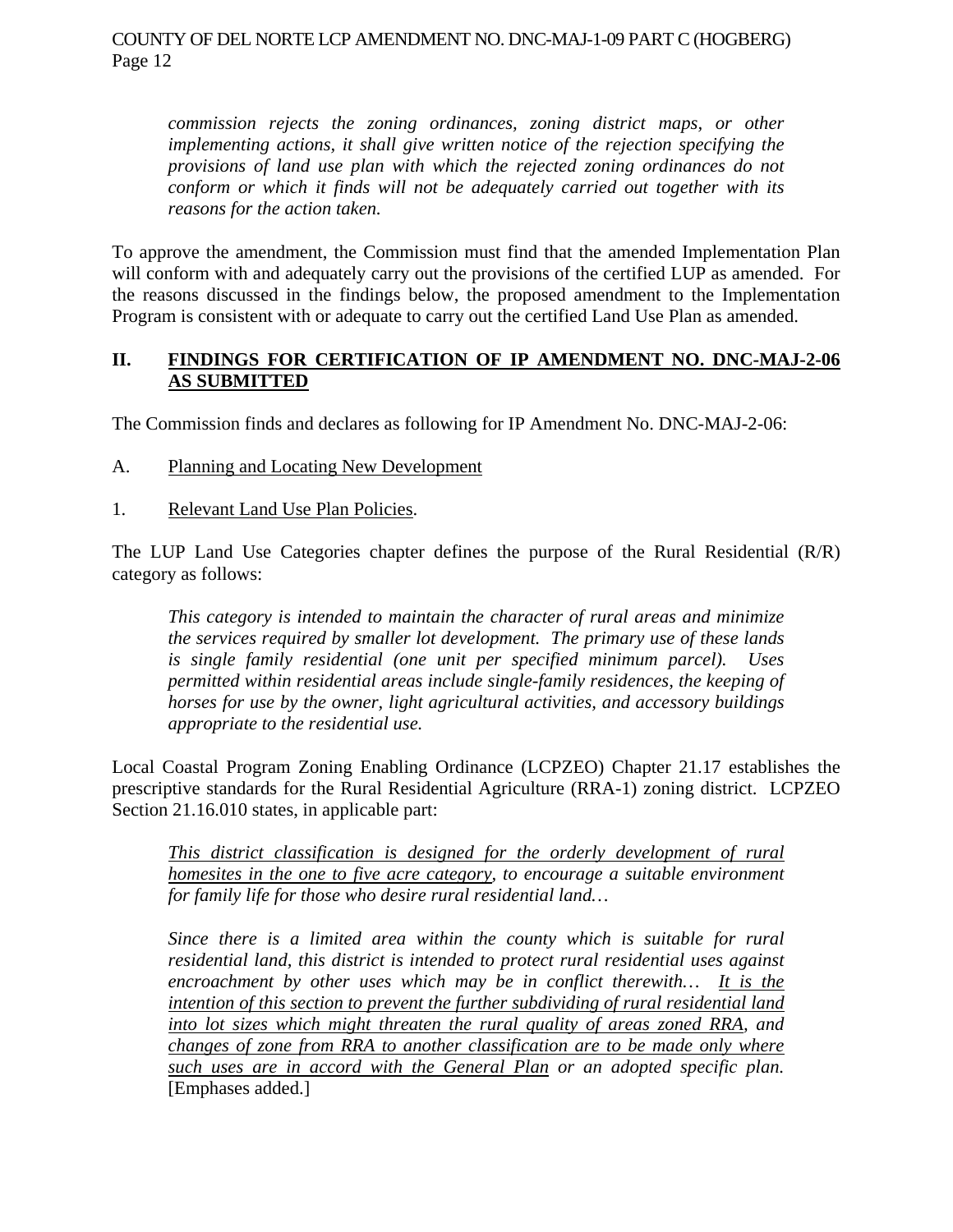*commission rejects the zoning ordinances, zoning district maps, or other implementing actions, it shall give written notice of the rejection specifying the provisions of land use plan with which the rejected zoning ordinances do not conform or which it finds will not be adequately carried out together with its reasons for the action taken.*

To approve the amendment, the Commission must find that the amended Implementation Plan will conform with and adequately carry out the provisions of the certified LUP as amended. For the reasons discussed in the findings below, the proposed amendment to the Implementation Program is consistent with or adequate to carry out the certified Land Use Plan as amended.

## II. <u>FINDINGS FOR CERTIFICATION OF IP AMENDMENT NO. DNC-MAJ-2-06 AS SUBMITTED</u>

The Commission finds and declares as following for IP Amendment No. DNC-MAJ-2-06:

A. <u>Planning and Locating New Development</u>

1. <u>Relevant Land Use Plan Policies</u>.

The LUP Land Use Categories chapter defines the purpose of the Rural Residential (R/R) category as follows:

> *This category is intended to maintain the character of rural areas and minimize the services required by smaller lot development. The primary use of these lands is single family residential (one unit per specified minimum parcel). Uses permitted within residential areas include single-family residences, the keeping of horses for use by the owner, light agricultural activities, and accessory buildings appropriate to the residential use.*

Local Coastal Program Zoning Enabling Ordinance (LCPZEO) Chapter 21.17 establishes the prescriptive standards for the Rural Residential Agriculture (RRA-1) zoning district. LCPZEO Section 21.16.010 states, in applicable part:

> *<u>This district classification is designed for the orderly development of rural homesites in the one to five acre category</u>, to encourage a suitable environment for family life for those who desire rural residential land…*
>
> *Since there is a limited area within the county which is suitable for rural residential land, this district is intended to protect rural residential uses against encroachment by other uses which may be in conflict therewith… <u>It is the intention of this section to prevent the further subdividing of rural residential land into lot sizes which might threaten the rural quality of areas zoned RRA</u>, and <u>changes of zone from RRA to another classification are to be made only where such uses are in accord with the General Plan</u> or an adopted specific plan.* [Emphases added.]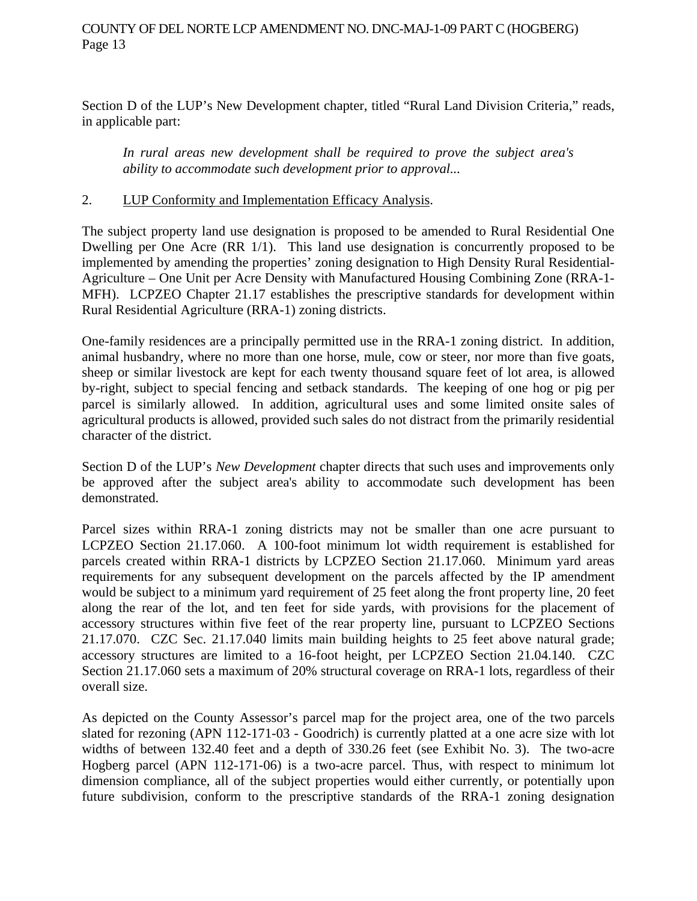Section D of the LUP's New Development chapter, titled "Rural Land Division Criteria," reads, in applicable part:

> *In rural areas new development shall be required to prove the subject area's ability to accommodate such development prior to approval...*

2. <u>LUP Conformity and Implementation Efficacy Analysis</u>.

The subject property land use designation is proposed to be amended to Rural Residential One Dwelling per One Acre (RR 1/1). This land use designation is concurrently proposed to be implemented by amending the properties' zoning designation to High Density Rural Residential-Agriculture – One Unit per Acre Density with Manufactured Housing Combining Zone (RRA-1-MFH). LCPZEO Chapter 21.17 establishes the prescriptive standards for development within Rural Residential Agriculture (RRA-1) zoning districts.

One-family residences are a principally permitted use in the RRA-1 zoning district. In addition, animal husbandry, where no more than one horse, mule, cow or steer, nor more than five goats, sheep or similar livestock are kept for each twenty thousand square feet of lot area, is allowed by-right, subject to special fencing and setback standards. The keeping of one hog or pig per parcel is similarly allowed. In addition, agricultural uses and some limited onsite sales of agricultural products is allowed, provided such sales do not distract from the primarily residential character of the district.

Section D of the LUP's *New Development* chapter directs that such uses and improvements only be approved after the subject area's ability to accommodate such development has been demonstrated.

Parcel sizes within RRA-1 zoning districts may not be smaller than one acre pursuant to LCPZEO Section 21.17.060. A 100-foot minimum lot width requirement is established for parcels created within RRA-1 districts by LCPZEO Section 21.17.060. Minimum yard areas requirements for any subsequent development on the parcels affected by the IP amendment would be subject to a minimum yard requirement of 25 feet along the front property line, 20 feet along the rear of the lot, and ten feet for side yards, with provisions for the placement of accessory structures within five feet of the rear property line, pursuant to LCPZEO Sections 21.17.070. CZC Sec. 21.17.040 limits main building heights to 25 feet above natural grade; accessory structures are limited to a 16-foot height, per LCPZEO Section 21.04.140. CZC Section 21.17.060 sets a maximum of 20% structural coverage on RRA-1 lots, regardless of their overall size.

As depicted on the County Assessor's parcel map for the project area, one of the two parcels slated for rezoning (APN 112-171-03 - Goodrich) is currently platted at a one acre size with lot widths of between 132.40 feet and a depth of 330.26 feet (see Exhibit No. 3). The two-acre Hogberg parcel (APN 112-171-06) is a two-acre parcel. Thus, with respect to minimum lot dimension compliance, all of the subject properties would either currently, or potentially upon future subdivision, conform to the prescriptive standards of the RRA-1 zoning designation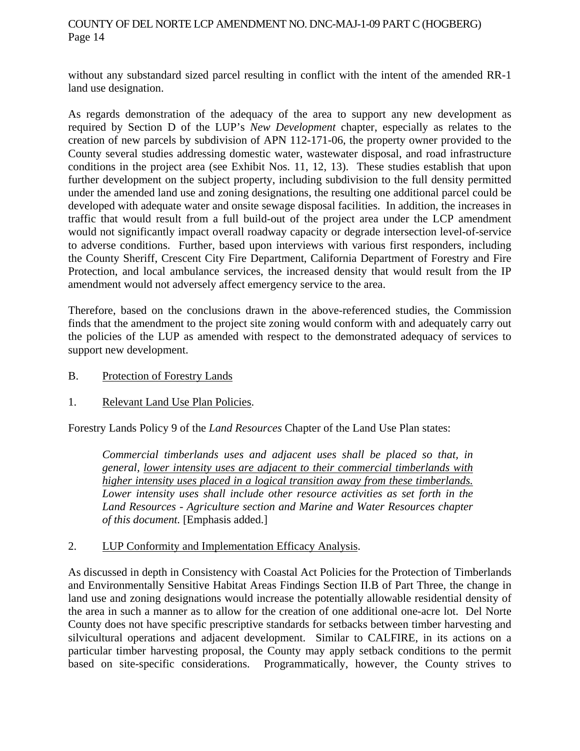without any substandard sized parcel resulting in conflict with the intent of the amended RR-1 land use designation.

As regards demonstration of the adequacy of the area to support any new development as required by Section D of the LUP's *New Development* chapter, especially as relates to the creation of new parcels by subdivision of APN 112-171-06, the property owner provided to the County several studies addressing domestic water, wastewater disposal, and road infrastructure conditions in the project area (see Exhibit Nos. 11, 12, 13). These studies establish that upon further development on the subject property, including subdivision to the full density permitted under the amended land use and zoning designations, the resulting one additional parcel could be developed with adequate water and onsite sewage disposal facilities. In addition, the increases in traffic that would result from a full build-out of the project area under the LCP amendment would not significantly impact overall roadway capacity or degrade intersection level-of-service to adverse conditions. Further, based upon interviews with various first responders, including the County Sheriff, Crescent City Fire Department, California Department of Forestry and Fire Protection, and local ambulance services, the increased density that would result from the IP amendment would not adversely affect emergency service to the area.

Therefore, based on the conclusions drawn in the above-referenced studies, the Commission finds that the amendment to the project site zoning would conform with and adequately carry out the policies of the LUP as amended with respect to the demonstrated adequacy of services to support new development.

B. <u>Protection of Forestry Lands</u>

1. <u>Relevant Land Use Plan Policies</u>.

Forestry Lands Policy 9 of the *Land Resources* Chapter of the Land Use Plan states:

> *Commercial timberlands uses and adjacent uses shall be placed so that, in general, <u>lower intensity uses are adjacent to their commercial timberlands with higher intensity uses placed in a logical transition away from these timberlands.</u> Lower intensity uses shall include other resource activities as set forth in the Land Resources - Agriculture section and Marine and Water Resources chapter of this document.* [Emphasis added.]

2. <u>LUP Conformity and Implementation Efficacy Analysis</u>.

As discussed in depth in Consistency with Coastal Act Policies for the Protection of Timberlands and Environmentally Sensitive Habitat Areas Findings Section II.B of Part Three, the change in land use and zoning designations would increase the potentially allowable residential density of the area in such a manner as to allow for the creation of one additional one-acre lot. Del Norte County does not have specific prescriptive standards for setbacks between timber harvesting and silvicultural operations and adjacent development. Similar to CALFIRE, in its actions on a particular timber harvesting proposal, the County may apply setback conditions to the permit based on site-specific considerations. Programmatically, however, the County strives to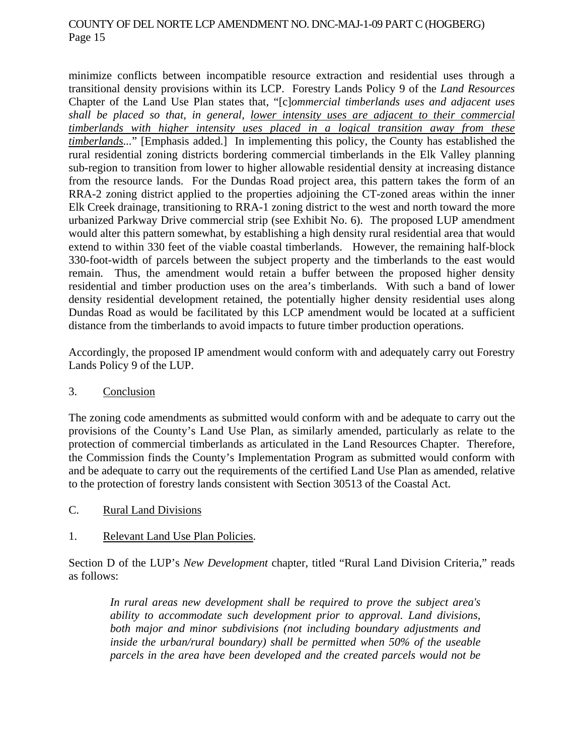minimize conflicts between incompatible resource extraction and residential uses through a transitional density provisions within its LCP. Forestry Lands Policy 9 of the *Land Resources* Chapter of the Land Use Plan states that, "[c]*ommercial timberlands uses and adjacent uses shall be placed so that, in general, <u>lower intensity uses are adjacent to their commercial timberlands with higher intensity uses placed in a logical transition away from these timberlands</u>...*" [Emphasis added.] In implementing this policy, the County has established the rural residential zoning districts bordering commercial timberlands in the Elk Valley planning sub-region to transition from lower to higher allowable residential density at increasing distance from the resource lands. For the Dundas Road project area, this pattern takes the form of an RRA-2 zoning district applied to the properties adjoining the CT-zoned areas within the inner Elk Creek drainage, transitioning to RRA-1 zoning district to the west and north toward the more urbanized Parkway Drive commercial strip (see Exhibit No. 6). The proposed LUP amendment would alter this pattern somewhat, by establishing a high density rural residential area that would extend to within 330 feet of the viable coastal timberlands. However, the remaining half-block 330-foot-width of parcels between the subject property and the timberlands to the east would remain. Thus, the amendment would retain a buffer between the proposed higher density residential and timber production uses on the area's timberlands. With such a band of lower density residential development retained, the potentially higher density residential uses along Dundas Road as would be facilitated by this LCP amendment would be located at a sufficient distance from the timberlands to avoid impacts to future timber production operations.

Accordingly, the proposed IP amendment would conform with and adequately carry out Forestry Lands Policy 9 of the LUP.

3. <u>Conclusion</u>

The zoning code amendments as submitted would conform with and be adequate to carry out the provisions of the County's Land Use Plan, as similarly amended, particularly as relate to the protection of commercial timberlands as articulated in the Land Resources Chapter. Therefore, the Commission finds the County's Implementation Program as submitted would conform with and be adequate to carry out the requirements of the certified Land Use Plan as amended, relative to the protection of forestry lands consistent with Section 30513 of the Coastal Act.

C. <u>Rural Land Divisions</u>

1. <u>Relevant Land Use Plan Policies</u>.

Section D of the LUP's *New Development* chapter, titled "Rural Land Division Criteria," reads as follows:

> *In rural areas new development shall be required to prove the subject area's ability to accommodate such development prior to approval. Land divisions, both major and minor subdivisions (not including boundary adjustments and inside the urban/rural boundary) shall be permitted when 50% of the useable parcels in the area have been developed and the created parcels would not be*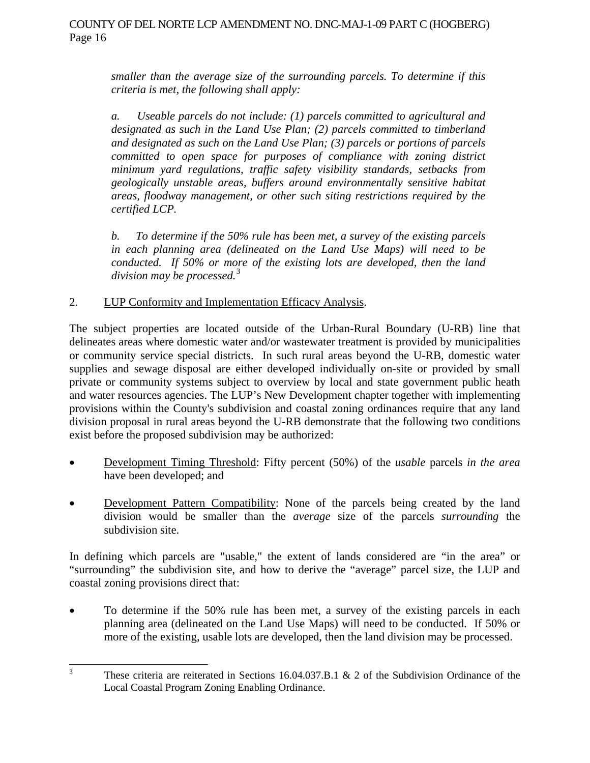*smaller than the average size of the surrounding parcels. To determine if this criteria is met, the following shall apply:*

*a. Useable parcels do not include: (1) parcels committed to agricultural and designated as such in the Land Use Plan; (2) parcels committed to timberland and designated as such on the Land Use Plan; (3) parcels or portions of parcels committed to open space for purposes of compliance with zoning district minimum yard regulations, traffic safety visibility standards, setbacks from geologically unstable areas, buffers around environmentally sensitive habitat areas, floodway management, or other such siting restrictions required by the certified LCP.*

*b. To determine if the 50% rule has been met, a survey of the existing parcels in each planning area (delineated on the Land Use Maps) will need to be conducted. If 50% or more of the existing lots are developed, then the land division may be processed.*[3]

2. LUP Conformity and Implementation Efficacy Analysis.

The subject properties are located outside of the Urban-Rural Boundary (U-RB) line that delineates areas where domestic water and/or wastewater treatment is provided by municipalities or community service special districts. In such rural areas beyond the U-RB, domestic water supplies and sewage disposal are either developed individually on-site or provided by small private or community systems subject to overview by local and state government public heath and water resources agencies. The LUP's New Development chapter together with implementing provisions within the County's subdivision and coastal zoning ordinances require that any land division proposal in rural areas beyond the U-RB demonstrate that the following two conditions exist before the proposed subdivision may be authorized:

- Development Timing Threshold: Fifty percent (50%) of the *usable* parcels *in the area* have been developed; and
- Development Pattern Compatibility: None of the parcels being created by the land division would be smaller than the *average* size of the parcels *surrounding* the subdivision site.

In defining which parcels are "usable," the extent of lands considered are "in the area" or "surrounding" the subdivision site, and how to derive the "average" parcel size, the LUP and coastal zoning provisions direct that:

- To determine if the 50% rule has been met, a survey of the existing parcels in each planning area (delineated on the Land Use Maps) will need to be conducted. If 50% or more of the existing, usable lots are developed, then the land division may be processed.

---

[3] These criteria are reiterated in Sections 16.04.037.B.1 & 2 of the Subdivision Ordinance of the Local Coastal Program Zoning Enabling Ordinance.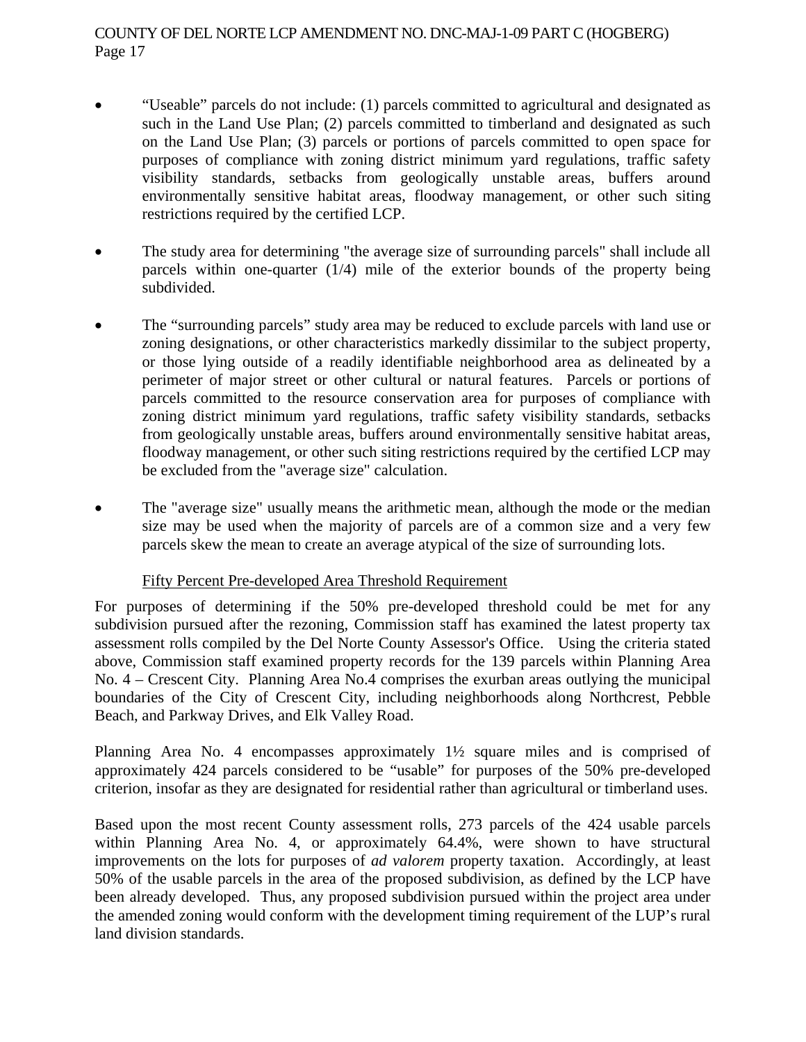- "Useable" parcels do not include: (1) parcels committed to agricultural and designated as such in the Land Use Plan; (2) parcels committed to timberland and designated as such on the Land Use Plan; (3) parcels or portions of parcels committed to open space for purposes of compliance with zoning district minimum yard regulations, traffic safety visibility standards, setbacks from geologically unstable areas, buffers around environmentally sensitive habitat areas, floodway management, or other such siting restrictions required by the certified LCP.

- The study area for determining "the average size of surrounding parcels" shall include all parcels within one-quarter (1/4) mile of the exterior bounds of the property being subdivided.

- The "surrounding parcels" study area may be reduced to exclude parcels with land use or zoning designations, or other characteristics markedly dissimilar to the subject property, or those lying outside of a readily identifiable neighborhood area as delineated by a perimeter of major street or other cultural or natural features. Parcels or portions of parcels committed to the resource conservation area for purposes of compliance with zoning district minimum yard regulations, traffic safety visibility standards, setbacks from geologically unstable areas, buffers around environmentally sensitive habitat areas, floodway management, or other such siting restrictions required by the certified LCP may be excluded from the "average size" calculation.

- The "average size" usually means the arithmetic mean, although the mode or the median size may be used when the majority of parcels are of a common size and a very few parcels skew the mean to create an average atypical of the size of surrounding lots.

Fifty Percent Pre-developed Area Threshold Requirement

For purposes of determining if the 50% pre-developed threshold could be met for any subdivision pursued after the rezoning, Commission staff has examined the latest property tax assessment rolls compiled by the Del Norte County Assessor's Office. Using the criteria stated above, Commission staff examined property records for the 139 parcels within Planning Area No. 4 – Crescent City. Planning Area No.4 comprises the exurban areas outlying the municipal boundaries of the City of Crescent City, including neighborhoods along Northcrest, Pebble Beach, and Parkway Drives, and Elk Valley Road.

Planning Area No. 4 encompasses approximately 1½ square miles and is comprised of approximately 424 parcels considered to be "usable" for purposes of the 50% pre-developed criterion, insofar as they are designated for residential rather than agricultural or timberland uses.

Based upon the most recent County assessment rolls, 273 parcels of the 424 usable parcels within Planning Area No. 4, or approximately 64.4%, were shown to have structural improvements on the lots for purposes of *ad valorem* property taxation. Accordingly, at least 50% of the usable parcels in the area of the proposed subdivision, as defined by the LCP have been already developed. Thus, any proposed subdivision pursued within the project area under the amended zoning would conform with the development timing requirement of the LUP's rural land division standards.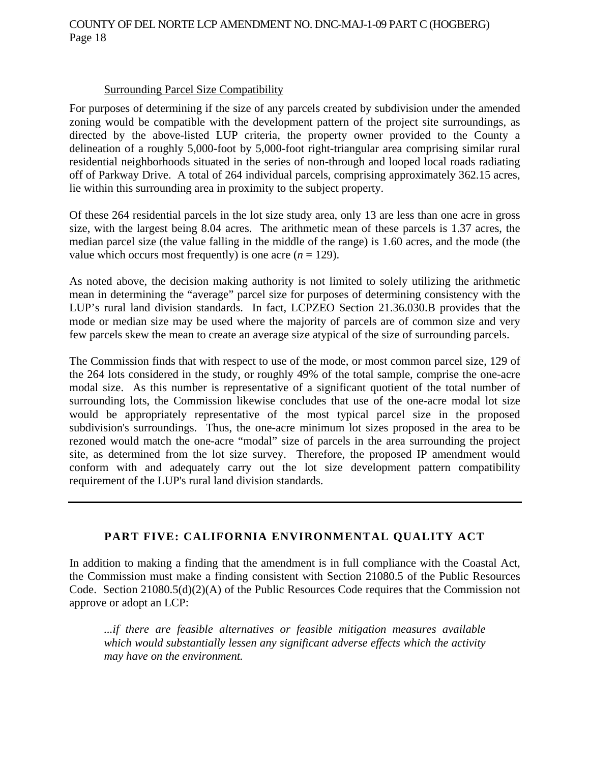Surrounding Parcel Size Compatibility

For purposes of determining if the size of any parcels created by subdivision under the amended zoning would be compatible with the development pattern of the project site surroundings, as directed by the above-listed LUP criteria, the property owner provided to the County a delineation of a roughly 5,000-foot by 5,000-foot right-triangular area comprising similar rural residential neighborhoods situated in the series of non-through and looped local roads radiating off of Parkway Drive. A total of 264 individual parcels, comprising approximately 362.15 acres, lie within this surrounding area in proximity to the subject property.

Of these 264 residential parcels in the lot size study area, only 13 are less than one acre in gross size, with the largest being 8.04 acres. The arithmetic mean of these parcels is 1.37 acres, the median parcel size (the value falling in the middle of the range) is 1.60 acres, and the mode (the value which occurs most frequently) is one acre ($n = 129$).

As noted above, the decision making authority is not limited to solely utilizing the arithmetic mean in determining the "average" parcel size for purposes of determining consistency with the LUP's rural land division standards. In fact, LCPZEO Section 21.36.030.B provides that the mode or median size may be used where the majority of parcels are of common size and very few parcels skew the mean to create an average size atypical of the size of surrounding parcels.

The Commission finds that with respect to use of the mode, or most common parcel size, 129 of the 264 lots considered in the study, or roughly 49% of the total sample, comprise the one-acre modal size. As this number is representative of a significant quotient of the total number of surrounding lots, the Commission likewise concludes that use of the one-acre modal lot size would be appropriately representative of the most typical parcel size in the proposed subdivision's surroundings. Thus, the one-acre minimum lot sizes proposed in the area to be rezoned would match the one-acre "modal" size of parcels in the area surrounding the project site, as determined from the lot size survey. Therefore, the proposed IP amendment would conform with and adequately carry out the lot size development pattern compatibility requirement of the LUP's rural land division standards.

---

## PART FIVE: CALIFORNIA ENVIRONMENTAL QUALITY ACT

In addition to making a finding that the amendment is in full compliance with the Coastal Act, the Commission must make a finding consistent with Section 21080.5 of the Public Resources Code. Section 21080.5(d)(2)(A) of the Public Resources Code requires that the Commission not approve or adopt an LCP:

> *...if there are feasible alternatives or feasible mitigation measures available which would substantially lessen any significant adverse effects which the activity may have on the environment.*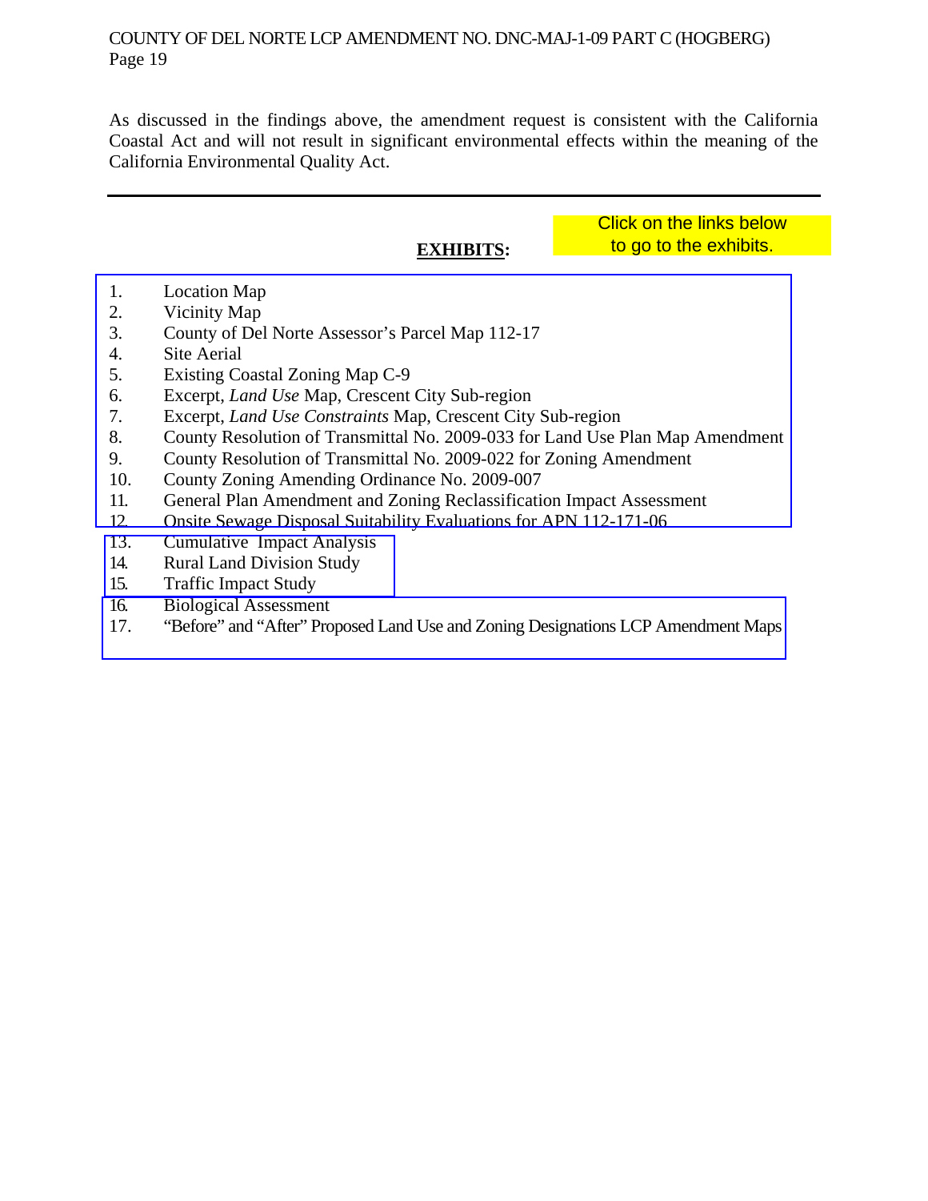As discussed in the findings above, the amendment request is consistent with the California Coastal Act and will not result in significant environmental effects within the meaning of the California Environmental Quality Act.

---

Click on the links below to go to the exhibits.

**EXHIBITS:**

1. Location Map
2. Vicinity Map
3. County of Del Norte Assessor's Parcel Map 112-17
4. Site Aerial
5. Existing Coastal Zoning Map C-9
6. Excerpt, *Land Use* Map, Crescent City Sub-region
7. Excerpt, *Land Use Constraints* Map, Crescent City Sub-region
8. County Resolution of Transmittal No. 2009-033 for Land Use Plan Map Amendment
9. County Resolution of Transmittal No. 2009-022 for Zoning Amendment
10. County Zoning Amending Ordinance No. 2009-007
11. General Plan Amendment and Zoning Reclassification Impact Assessment
12. Onsite Sewage Disposal Suitability Evaluations for APN 112-171-06
13. Cumulative Impact Analysis
14. Rural Land Division Study
15. Traffic Impact Study
16. Biological Assessment
17. "Before" and "After" Proposed Land Use and Zoning Designations LCP Amendment Maps